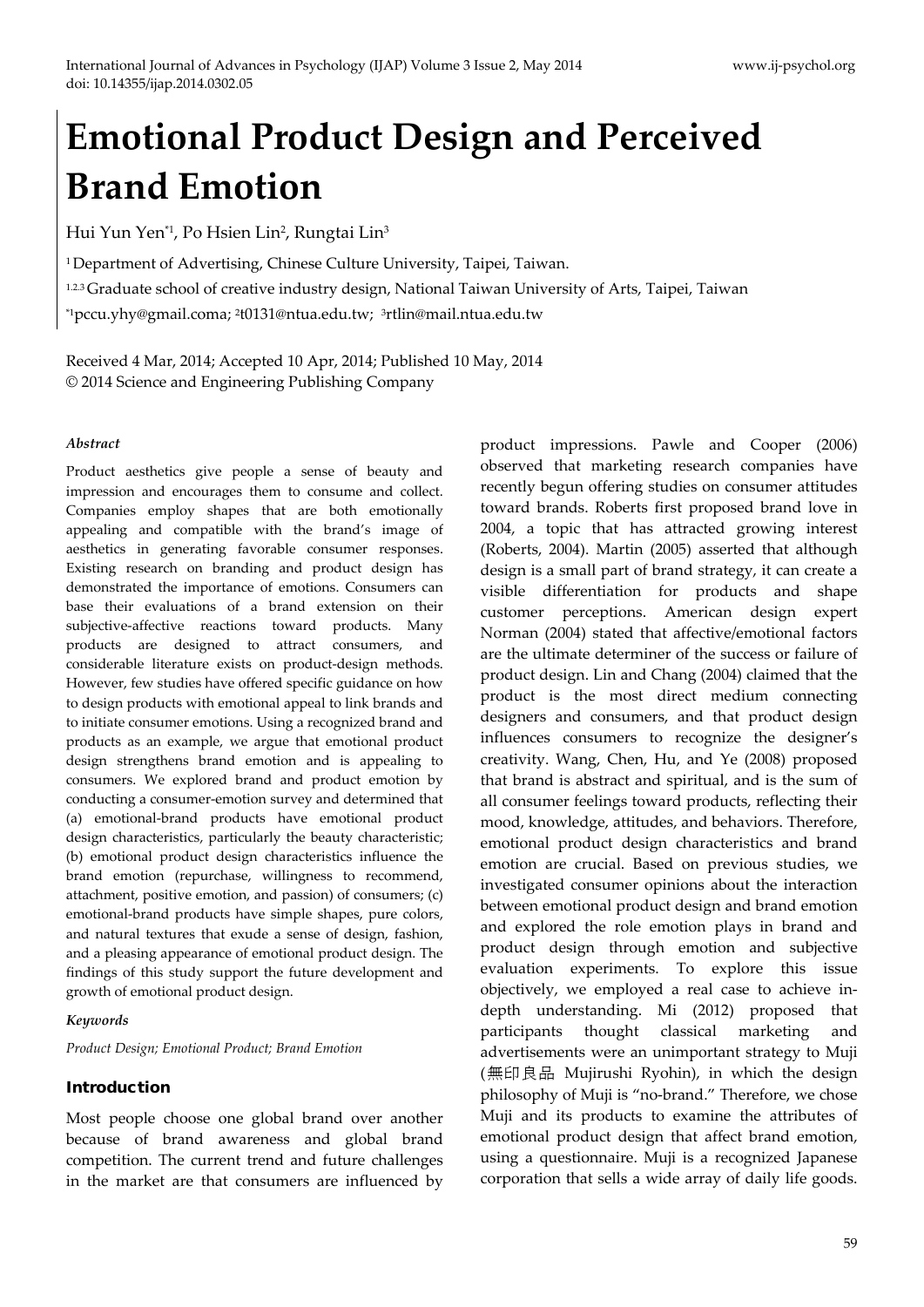# Emotional Product Design and Perceived Brand Emotion

Hui Yun Yen[*1], Po Hsien Lin[2], Rungtai Lin[3]

[1] Department of Advertising, Chinese Culture University, Taipei, Taiwan.

[1,2,3] Graduate school of creative industry design, National Taiwan University of Arts, Taipei, Taiwan

[*1]pccu.yhy@gmail.coma; [2]t0131@ntua.edu.tw; [3]rtlin@mail.ntua.edu.tw

Received 4 Mar, 2014; Accepted 10 Apr, 2014; Published 10 May, 2014

© 2014 Science and Engineering Publishing Company

### *Abstract*

Product aesthetics give people a sense of beauty and impression and encourages them to consume and collect. Companies employ shapes that are both emotionally appealing and compatible with the brand's image of aesthetics in generating favorable consumer responses. Existing research on branding and product design has demonstrated the importance of emotions. Consumers can base their evaluations of a brand extension on their subjective-affective reactions toward products. Many products are designed to attract consumers, and considerable literature exists on product-design methods. However, few studies have offered specific guidance on how to design products with emotional appeal to link brands and to initiate consumer emotions. Using a recognized brand and products as an example, we argue that emotional product design strengthens brand emotion and is appealing to consumers. We explored brand and product emotion by conducting a consumer-emotion survey and determined that (a) emotional-brand products have emotional product design characteristics, particularly the beauty characteristic; (b) emotional product design characteristics influence the brand emotion (repurchase, willingness to recommend, attachment, positive emotion, and passion) of consumers; (c) emotional-brand products have simple shapes, pure colors, and natural textures that exude a sense of design, fashion, and a pleasing appearance of emotional product design. The findings of this study support the future development and growth of emotional product design.

### *Keywords*

*Product Design; Emotional Product; Brand Emotion*

## Introduction

Most people choose one global brand over another because of brand awareness and global brand competition. The current trend and future challenges in the market are that consumers are influenced by product impressions. Pawle and Cooper (2006) observed that marketing research companies have recently begun offering studies on consumer attitudes toward brands. Roberts first proposed brand love in 2004, a topic that has attracted growing interest (Roberts, 2004). Martin (2005) asserted that although design is a small part of brand strategy, it can create a visible differentiation for products and shape customer perceptions. American design expert Norman (2004) stated that affective/emotional factors are the ultimate determiner of the success or failure of product design. Lin and Chang (2004) claimed that the product is the most direct medium connecting designers and consumers, and that product design influences consumers to recognize the designer's creativity. Wang, Chen, Hu, and Ye (2008) proposed that brand is abstract and spiritual, and is the sum of all consumer feelings toward products, reflecting their mood, knowledge, attitudes, and behaviors. Therefore, emotional product design characteristics and brand emotion are crucial. Based on previous studies, we investigated consumer opinions about the interaction between emotional product design and brand emotion and explored the role emotion plays in brand and product design through emotion and subjective evaluation experiments. To explore this issue objectively, we employed a real case to achieve in-depth understanding. Mi (2012) proposed that participants thought classical marketing and advertisements were an unimportant strategy to Muji (無印良品 Mujirushi Ryohin), in which the design philosophy of Muji is "no-brand." Therefore, we chose Muji and its products to examine the attributes of emotional product design that affect brand emotion, using a questionnaire. Muji is a recognized Japanese corporation that sells a wide array of daily life goods.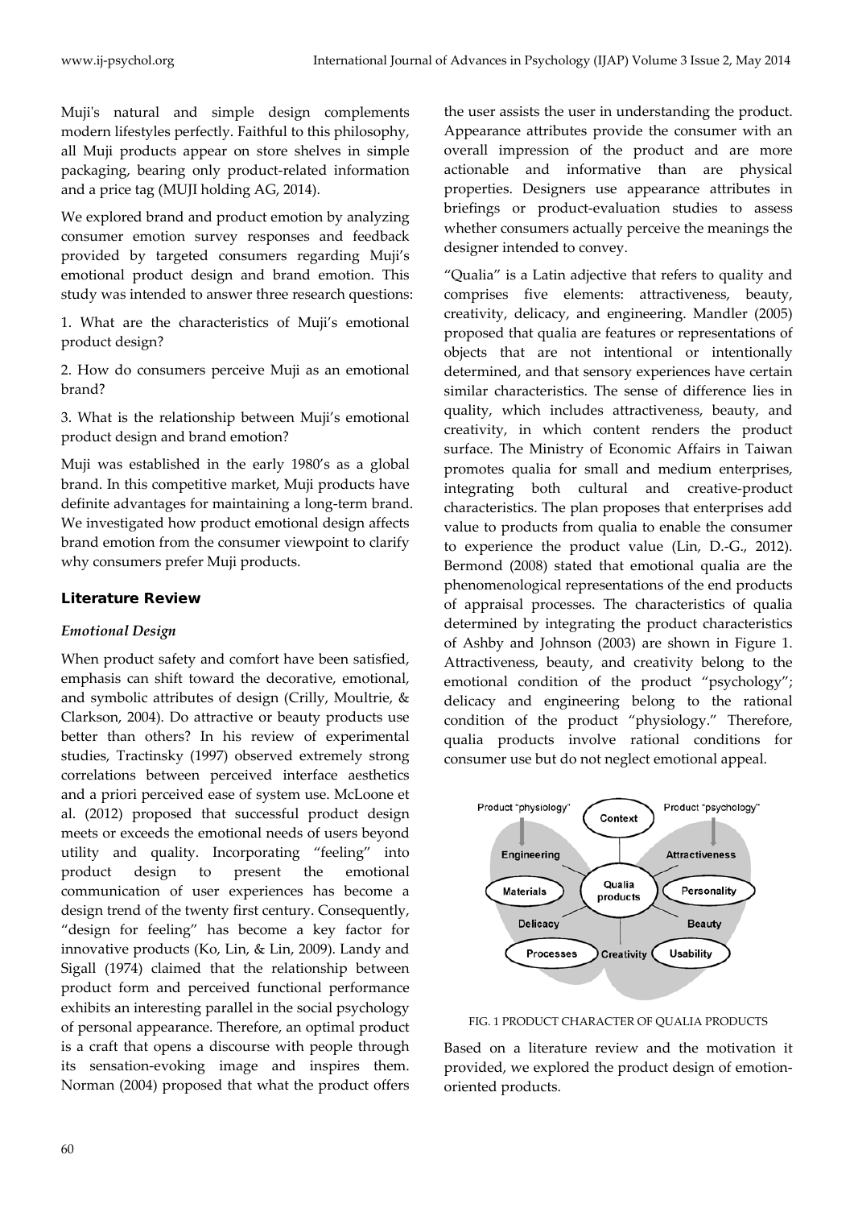Muji's natural and simple design complements modern lifestyles perfectly. Faithful to this philosophy, all Muji products appear on store shelves in simple packaging, bearing only product-related information and a price tag (MUJI holding AG, 2014).

We explored brand and product emotion by analyzing consumer emotion survey responses and feedback provided by targeted consumers regarding Muji's emotional product design and brand emotion. This study was intended to answer three research questions:

1. What are the characteristics of Muji's emotional product design?

2. How do consumers perceive Muji as an emotional brand?

3. What is the relationship between Muji's emotional product design and brand emotion?

Muji was established in the early 1980's as a global brand. In this competitive market, Muji products have definite advantages for maintaining a long-term brand. We investigated how product emotional design affects brand emotion from the consumer viewpoint to clarify why consumers prefer Muji products.

## Literature Review

### *Emotional Design*

When product safety and comfort have been satisfied, emphasis can shift toward the decorative, emotional, and symbolic attributes of design (Crilly, Moultrie, & Clarkson, 2004). Do attractive or beauty products use better than others? In his review of experimental studies, Tractinsky (1997) observed extremely strong correlations between perceived interface aesthetics and a priori perceived ease of system use. McLoone et al. (2012) proposed that successful product design meets or exceeds the emotional needs of users beyond utility and quality. Incorporating "feeling" into product design to present the emotional communication of user experiences has become a design trend of the twenty first century. Consequently, "design for feeling" has become a key factor for innovative products (Ko, Lin, & Lin, 2009). Landy and Sigall (1974) claimed that the relationship between product form and perceived functional performance exhibits an interesting parallel in the social psychology of personal appearance. Therefore, an optimal product is a craft that opens a discourse with people through its sensation-evoking image and inspires them. Norman (2004) proposed that what the product offers the user assists the user in understanding the product. Appearance attributes provide the consumer with an overall impression of the product and are more actionable and informative than are physical properties. Designers use appearance attributes in briefings or product-evaluation studies to assess whether consumers actually perceive the meanings the designer intended to convey.

"Qualia" is a Latin adjective that refers to quality and comprises five elements: attractiveness, beauty, creativity, delicacy, and engineering. Mandler (2005) proposed that qualia are features or representations of objects that are not intentional or intentionally determined, and that sensory experiences have certain similar characteristics. The sense of difference lies in quality, which includes attractiveness, beauty, and creativity, in which content renders the product surface. The Ministry of Economic Affairs in Taiwan promotes qualia for small and medium enterprises, integrating both cultural and creative-product characteristics. The plan proposes that enterprises add value to products from qualia to enable the consumer to experience the product value (Lin, D.-G., 2012). Bermond (2008) stated that emotional qualia are the phenomenological representations of the end products of appraisal processes. The characteristics of qualia determined by integrating the product characteristics of Ashby and Johnson (2003) are shown in Figure 1. Attractiveness, beauty, and creativity belong to the emotional condition of the product "psychology"; delicacy and engineering belong to the rational condition of the product "physiology." Therefore, qualia products involve rational conditions for consumer use but do not neglect emotional appeal.

FIG. 1 PRODUCT CHARACTER OF QUALIA PRODUCTS

Based on a literature review and the motivation it provided, we explored the product design of emotion-oriented products.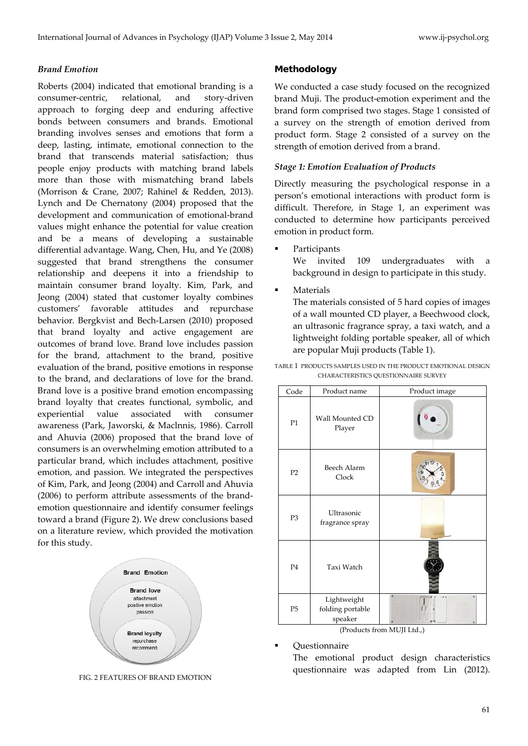### *Brand Emotion*

Roberts (2004) indicated that emotional branding is a consumer-centric, relational, and story-driven approach to forging deep and enduring affective bonds between consumers and brands. Emotional branding involves senses and emotions that form a deep, lasting, intimate, emotional connection to the brand that transcends material satisfaction; thus people enjoy products with matching brand labels more than those with mismatching brand labels (Morrison & Crane, 2007; Rahinel & Redden, 2013). Lynch and De Chernatony (2004) proposed that the development and communication of emotional-brand values might enhance the potential for value creation and be a means of developing a sustainable differential advantage. Wang, Chen, Hu, and Ye (2008) suggested that brand strengthens the consumer relationship and deepens it into a friendship to maintain consumer brand loyalty. Kim, Park, and Jeong (2004) stated that customer loyalty combines customers' favorable attitudes and repurchase behavior. Bergkvist and Bech-Larsen (2010) proposed that brand loyalty and active engagement are outcomes of brand love. Brand love includes passion for the brand, attachment to the brand, positive evaluation of the brand, positive emotions in response to the brand, and declarations of love for the brand. Brand love is a positive brand emotion encompassing brand loyalty that creates functional, symbolic, and experiential value associated with consumer awareness (Park, Jaworski, & Maclnnis, 1986). Carroll and Ahuvia (2006) proposed that the brand love of consumers is an overwhelming emotion attributed to a particular brand, which includes attachment, positive emotion, and passion. We integrated the perspectives of Kim, Park, and Jeong (2004) and Carroll and Ahuvia (2006) to perform attribute assessments of the brand-emotion questionnaire and identify consumer feelings toward a brand (Figure 2). We drew conclusions based on a literature review, which provided the motivation for this study.

Brand Emotion

Brand love
attachment
positive emotion
passion

Brand loyalty
repurchase
recommend

FIG. 2 FEATURES OF BRAND EMOTION

## Methodology

We conducted a case study focused on the recognized brand Muji. The product-emotion experiment and the brand form comprised two stages. Stage 1 consisted of a survey on the strength of emotion derived from product form. Stage 2 consisted of a survey on the strength of emotion derived from a brand.

### *Stage 1: Emotion Evaluation of Products*

Directly measuring the psychological response in a person's emotional interactions with product form is difficult. Therefore, in Stage 1, an experiment was conducted to determine how participants perceived emotion in product form.

- Participants

  We invited 109 undergraduates with a background in design to participate in this study.

- Materials

  The materials consisted of 5 hard copies of images of a wall mounted CD player, a Beechwood clock, an ultrasonic fragrance spray, a taxi watch, and a lightweight folding portable speaker, all of which are popular Muji products (Table 1).

TABLE 1 PRODUCTS SAMPLES USED IN THE PRODUCT EMOTIONAL DESIGN CHARACTERISTICS QUESTIONNAIRE SURVEY

| Code | Product name | Product image |
|---|---|---|
| P1 | Wall Mounted CD Player | |
| P2 | Beech Alarm Clock | |
| P3 | Ultrasonic fragrance spray | |
| P4 | Taxi Watch | |
| P5 | Lightweight folding portable speaker | |

(Products from MUJI Ltd.,)

- Questionnaire

  The emotional product design characteristics questionnaire was adapted from Lin (2012).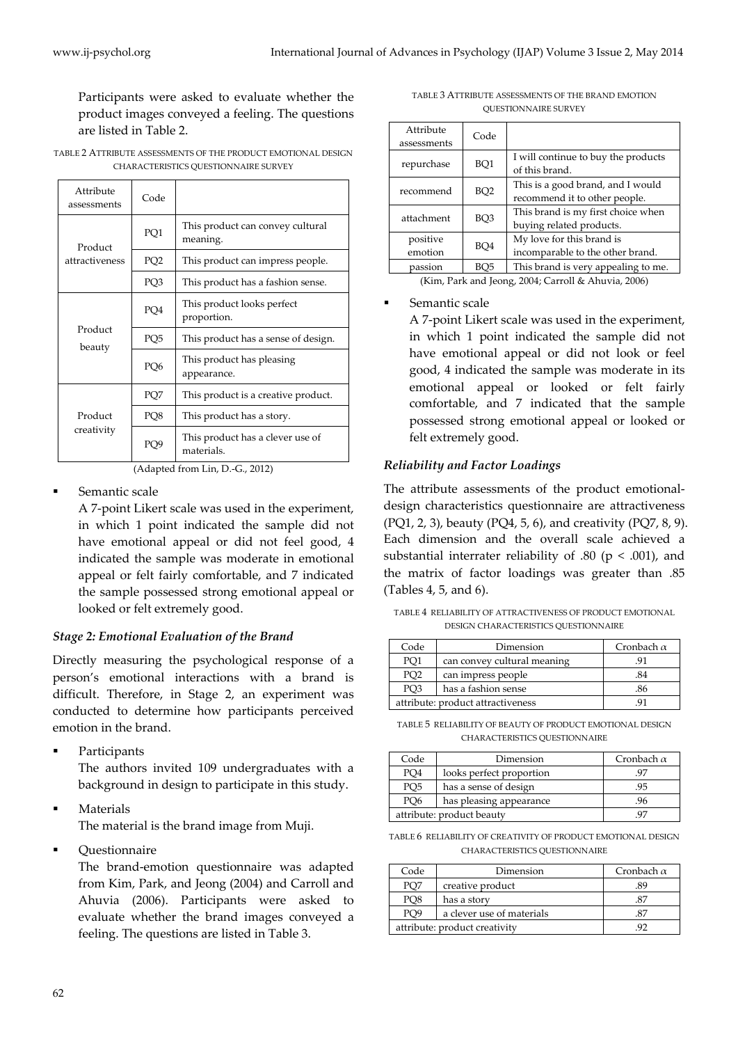Participants were asked to evaluate whether the product images conveyed a feeling. The questions are listed in Table 2.

TABLE 2 ATTRIBUTE ASSESSMENTS OF THE PRODUCT EMOTIONAL DESIGN CHARACTERISTICS QUESTIONNAIRE SURVEY

| Attribute assessments | Code | |
|---|---|---|
| Product attractiveness | PQ1 | This product can convey cultural meaning. |
| | PQ2 | This product can impress people. |
| | PQ3 | This product has a fashion sense. |
| Product beauty | PQ4 | This product looks perfect proportion. |
| | PQ5 | This product has a sense of design. |
| | PQ6 | This product has pleasing appearance. |
| Product creativity | PQ7 | This product is a creative product. |
| | PQ8 | This product has a story. |
| | PQ9 | This product has a clever use of materials. |

(Adapted from Lin, D.-G., 2012)

- Semantic scale

  A 7-point Likert scale was used in the experiment, in which 1 point indicated the sample did not have emotional appeal or did not feel good, 4 indicated the sample was moderate in emotional appeal or felt fairly comfortable, and 7 indicated the sample possessed strong emotional appeal or looked or felt extremely good.

### *Stage 2: Emotional Evaluation of the Brand*

Directly measuring the psychological response of a person's emotional interactions with a brand is difficult. Therefore, in Stage 2, an experiment was conducted to determine how participants perceived emotion in the brand.

- Participants

  The authors invited 109 undergraduates with a background in design to participate in this study.

- Materials

  The material is the brand image from Muji.

- Questionnaire

  The brand-emotion questionnaire was adapted from Kim, Park, and Jeong (2004) and Carroll and Ahuvia (2006). Participants were asked to evaluate whether the brand images conveyed a feeling. The questions are listed in Table 3.

TABLE 3 ATTRIBUTE ASSESSMENTS OF THE BRAND EMOTION QUESTIONNAIRE SURVEY

| Attribute assessments | Code | |
|---|---|---|
| repurchase | BQ1 | I will continue to buy the products of this brand. |
| recommend | BQ2 | This is a good brand, and I would recommend it to other people. |
| attachment | BQ3 | This brand is my first choice when buying related products. |
| positive emotion | BQ4 | My love for this brand is incomparable to the other brand. |
| passion | BQ5 | This brand is very appealing to me. |

(Kim, Park and Jeong, 2004; Carroll & Ahuvia, 2006)

- Semantic scale

  A 7-point Likert scale was used in the experiment, in which 1 point indicated the sample did not have emotional appeal or did not look or feel good, 4 indicated the sample was moderate in its emotional appeal or looked or felt fairly comfortable, and 7 indicated that the sample possessed strong emotional appeal or looked or felt extremely good.

### *Reliability and Factor Loadings*

The attribute assessments of the product emotional-design characteristics questionnaire are attractiveness (PQ1, 2, 3), beauty (PQ4, 5, 6), and creativity (PQ7, 8, 9). Each dimension and the overall scale achieved a substantial interrater reliability of .80 ($p < .001$), and the matrix of factor loadings was greater than .85 (Tables 4, 5, and 6).

TABLE 4 RELIABILITY OF ATTRACTIVENESS OF PRODUCT EMOTIONAL DESIGN CHARACTERISTICS QUESTIONNAIRE

| Code | Dimension | Cronbach $\alpha$ |
|---|---|---|
| PQ1 | can convey cultural meaning | .91 |
| PQ2 | can impress people | .84 |
| PQ3 | has a fashion sense | .86 |
| attribute: product attractiveness | | .91 |

TABLE 5 RELIABILITY OF BEAUTY OF PRODUCT EMOTIONAL DESIGN CHARACTERISTICS QUESTIONNAIRE

| Code | Dimension | Cronbach $\alpha$ |
|---|---|---|
| PQ4 | looks perfect proportion | .97 |
| PQ5 | has a sense of design | .95 |
| PQ6 | has pleasing appearance | .96 |
| attribute: product beauty | | .97 |

TABLE 6 RELIABILITY OF CREATIVITY OF PRODUCT EMOTIONAL DESIGN CHARACTERISTICS QUESTIONNAIRE

| Code | Dimension | Cronbach $\alpha$ |
|---|---|---|
| PQ7 | creative product | .89 |
| PQ8 | has a story | .87 |
| PQ9 | a clever use of materials | .87 |
| attribute: product creativity | | .92 |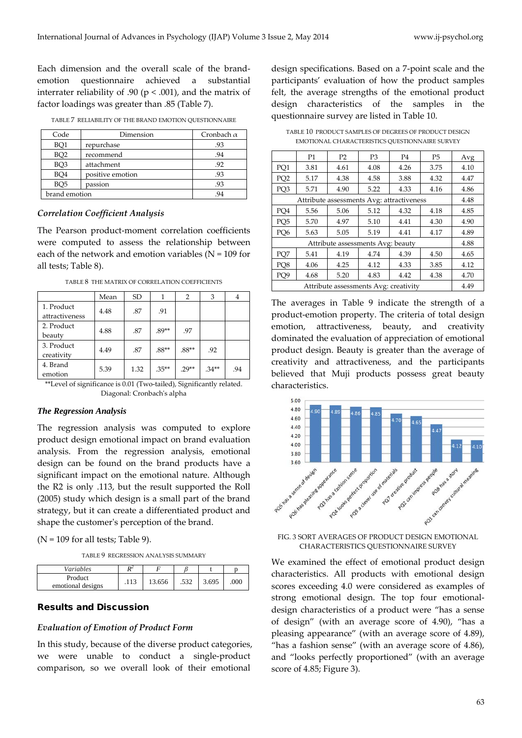Each dimension and the overall scale of the brand-emotion questionnaire achieved a substantial interrater reliability of .90 (p < .001), and the matrix of factor loadings was greater than .85 (Table 7).

TABLE 7 RELIABILITY OF THE BRAND EMOTION QUESTIONNAIRE

| Code | Dimension | Cronbach $\alpha$ |
|---|---|---|
| BQ1 | repurchase | .93 |
| BQ2 | recommend | .94 |
| BQ3 | attachment | .92 |
| BQ4 | positive emotion | .93 |
| BQ5 | passion | .93 |
| brand emotion | | .94 |

### *Correlation Coefficient Analysis*

The Pearson product-moment correlation coefficients were computed to assess the relationship between each of the network and emotion variables (N = 109 for all tests; Table 8).

TABLE 8 THE MATRIX OF CORRELATION COEFFICIENTS

| | Mean | SD | 1 | 2 | 3 | 4 |
|---|---|---|---|---|---|---|
| 1. Product attractiveness | 4.48 | .87 | .91 | | | |
| 2. Product beauty | 4.88 | .87 | .89** | .97 | | |
| 3. Product creativity | 4.49 | .87 | .88** | .88** | .92 | |
| 4. Brand emotion | 5.39 | 1.32 | .35** | .29** | .34** | .94 |

**Level of significance is 0.01 (Two-tailed), Significantly related.
Diagonal: Cronbach's alpha

### *The Regression Analysis*

The regression analysis was computed to explore product design emotional impact on brand evaluation analysis. From the regression analysis, emotional design can be found on the brand products have a significant impact on the emotional nature. Although the R2 is only .113, but the result supported the Roll (2005) study which design is a small part of the brand strategy, but it can create a differentiated product and shape the customer's perception of the brand.

(N = 109 for all tests; Table 9).

TABLE 9 REGRESSION ANALYSIS SUMMARY

| *Variables* | $R^2$ | *F* | $\beta$ | t | p |
|---|---|---|---|---|---|
| Product emotional designs | .113 | 13.656 | .532 | 3.695 | .000 |

## Results and Discussion

### *Evaluation of Emotion of Product Form*

In this study, because of the diverse product categories, we were unable to conduct a single-product comparison, so we overall look of their emotional design specifications. Based on a 7-point scale and the participants' evaluation of how the product samples felt, the average strengths of the emotional product design characteristics of the samples in the questionnaire survey are listed in Table 10.

TABLE 10 PRODUCT SAMPLES OF DEGREES OF PRODUCT DESIGN EMOTIONAL CHARACTERISTICS QUESTIONNAIRE SURVEY

| | P1 | P2 | P3 | P4 | P5 | Avg |
|---|---|---|---|---|---|---|
| PQ1 | 3.81 | 4.61 | 4.08 | 4.26 | 3.75 | 4.10 |
| PQ2 | 5.17 | 4.38 | 4.58 | 3.88 | 4.32 | 4.47 |
| PQ3 | 5.71 | 4.90 | 5.22 | 4.33 | 4.16 | 4.86 |
| Attribute assessments Avg: attractiveness | | | | | | 4.48 |
| PQ4 | 5.56 | 5.06 | 5.12 | 4.32 | 4.18 | 4.85 |
| PQ5 | 5.70 | 4.97 | 5.10 | 4.41 | 4.30 | 4.90 |
| PQ6 | 5.63 | 5.05 | 5.19 | 4.41 | 4.17 | 4.89 |
| Attribute assessments Avg: beauty | | | | | | 4.88 |
| PQ7 | 5.41 | 4.19 | 4.74 | 4.39 | 4.50 | 4.65 |
| PQ8 | 4.06 | 4.25 | 4.12 | 4.33 | 3.85 | 4.12 |
| PQ9 | 4.68 | 5.20 | 4.83 | 4.42 | 4.38 | 4.70 |
| Attribute assessments Avg: creativity | | | | | | 4.49 |

The averages in Table 9 indicate the strength of a product-emotion property. The criteria of total design emotion, attractiveness, beauty, and creativity dominated the evaluation of appreciation of emotional product design. Beauty is greater than the average of creativity and attractiveness, and the participants believed that Muji products possess great beauty characteristics.

FIG. 3 SORT AVERAGES OF PRODUCT DESIGN EMOTIONAL CHARACTERISTICS QUESTIONNAIRE SURVEY

We examined the effect of emotional product design characteristics. All products with emotional design scores exceeding 4.0 were considered as examples of strong emotional design. The top four emotional-design characteristics of a product were "has a sense of design" (with an average score of 4.90), "has a pleasing appearance" (with an average score of 4.89), "has a fashion sense" (with an average score of 4.86), and "looks perfectly proportioned" (with an average score of 4.85; Figure 3).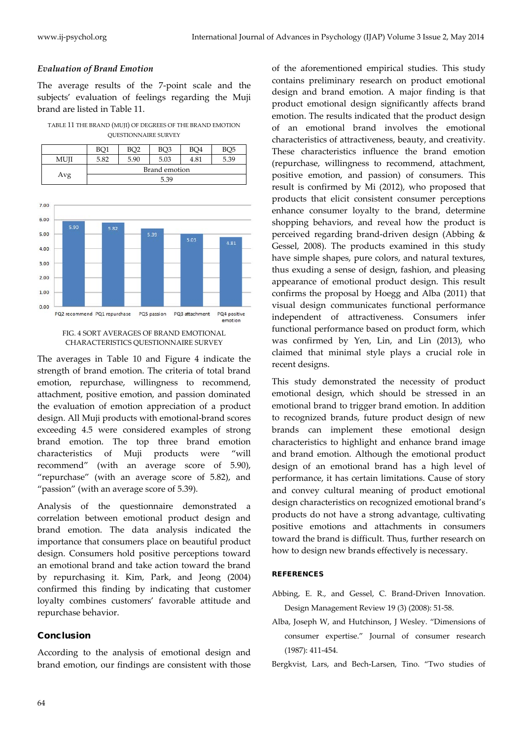### *Evaluation of Brand Emotion*

The average results of the 7-point scale and the subjects' evaluation of feelings regarding the Muji brand are listed in Table 11.

TABLE 11 THE BRAND (MUJI) OF DEGREES OF THE BRAND EMOTION QUESTIONNAIRE SURVEY

| | BQ1 | BQ2 | BQ3 | BQ4 | BQ5 |
|---|---|---|---|---|---|
| MUJI | 5.82 | 5.90 | 5.03 | 4.81 | 5.39 |
| Avg | Brand emotion | | | | |
| | 5.39 | | | | |

FIG. 4 SORT AVERAGES OF BRAND EMOTIONAL CHARACTERISTICS QUESTIONNAIRE SURVEY

The averages in Table 10 and Figure 4 indicate the strength of brand emotion. The criteria of total brand emotion, repurchase, willingness to recommend, attachment, positive emotion, and passion dominated the evaluation of emotion appreciation of a product design. All Muji products with emotional-brand scores exceeding 4.5 were considered examples of strong brand emotion. The top three brand emotion characteristics of Muji products were "will recommend" (with an average score of 5.90), "repurchase" (with an average score of 5.82), and "passion" (with an average score of 5.39).

Analysis of the questionnaire demonstrated a correlation between emotional product design and brand emotion. The data analysis indicated the importance that consumers place on beautiful product design. Consumers hold positive perceptions toward an emotional brand and take action toward the brand by repurchasing it. Kim, Park, and Jeong (2004) confirmed this finding by indicating that customer loyalty combines customers' favorable attitude and repurchase behavior.

## Conclusion

According to the analysis of emotional design and brand emotion, our findings are consistent with those of the aforementioned empirical studies. This study contains preliminary research on product emotional design and brand emotion. A major finding is that product emotional design significantly affects brand emotion. The results indicated that the product design of an emotional brand involves the emotional characteristics of attractiveness, beauty, and creativity. These characteristics influence the brand emotion (repurchase, willingness to recommend, attachment, positive emotion, and passion) of consumers. This result is confirmed by Mi (2012), who proposed that products that elicit consistent consumer perceptions enhance consumer loyalty to the brand, determine shopping behaviors, and reveal how the product is perceived regarding brand-driven design (Abbing & Gessel, 2008). The products examined in this study have simple shapes, pure colors, and natural textures, thus exuding a sense of design, fashion, and pleasing appearance of emotional product design. This result confirms the proposal by Hoegg and Alba (2011) that visual design communicates functional performance independent of attractiveness. Consumers infer functional performance based on product form, which was confirmed by Yen, Lin, and Lin (2013), who claimed that minimal style plays a crucial role in recent designs.

This study demonstrated the necessity of product emotional design, which should be stressed in an emotional brand to trigger brand emotion. In addition to recognized brands, future product design of new brands can implement these emotional design characteristics to highlight and enhance brand image and brand emotion. Although the emotional product design of an emotional brand has a high level of performance, it has certain limitations. Cause of story and convey cultural meaning of product emotional design characteristics on recognized emotional brand's products do not have a strong advantage, cultivating positive emotions and attachments in consumers toward the brand is difficult. Thus, further research on how to design new brands effectively is necessary.

## REFERENCES

Abbing, E. R., and Gessel, C. Brand-Driven Innovation. Design Management Review 19 (3) (2008): 51-58.

Alba, Joseph W, and Hutchinson, J Wesley. "Dimensions of consumer expertise." Journal of consumer research (1987): 411-454.

Bergkvist, Lars, and Bech-Larsen, Tino. "Two studies of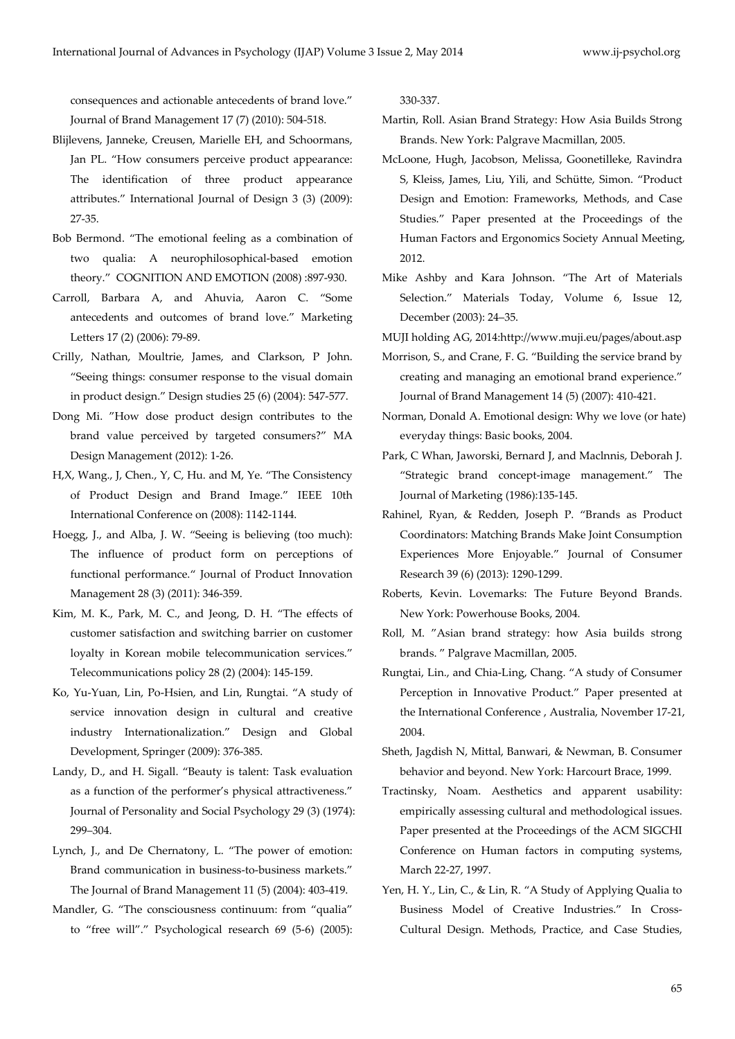consequences and actionable antecedents of brand love." Journal of Brand Management 17 (7) (2010): 504-518.

Blijlevens, Janneke, Creusen, Marielle EH, and Schoormans, Jan PL. "How consumers perceive product appearance: The identification of three product appearance attributes." International Journal of Design 3 (3) (2009): 27-35.

Bob Bermond. "The emotional feeling as a combination of two qualia: A neurophilosophical-based emotion theory." COGNITION AND EMOTION (2008) :897-930.

Carroll, Barbara A, and Ahuvia, Aaron C. "Some antecedents and outcomes of brand love." Marketing Letters 17 (2) (2006): 79-89.

Crilly, Nathan, Moultrie, James, and Clarkson, P John. "Seeing things: consumer response to the visual domain in product design." Design studies 25 (6) (2004): 547-577.

Dong Mi. "How dose product design contributes to the brand value perceived by targeted consumers?" MA Design Management (2012): 1-26.

H,X, Wang., J, Chen., Y, C, Hu. and M, Ye. "The Consistency of Product Design and Brand Image." IEEE 10th International Conference on (2008): 1142-1144.

Hoegg, J., and Alba, J. W. "Seeing is believing (too much): The influence of product form on perceptions of functional performance." Journal of Product Innovation Management 28 (3) (2011): 346-359.

Kim, M. K., Park, M. C., and Jeong, D. H. "The effects of customer satisfaction and switching barrier on customer loyalty in Korean mobile telecommunication services." Telecommunications policy 28 (2) (2004): 145-159.

Ko, Yu-Yuan, Lin, Po-Hsien, and Lin, Rungtai. "A study of service innovation design in cultural and creative industry Internationalization." Design and Global Development, Springer (2009): 376-385.

Landy, D., and H. Sigall. "Beauty is talent: Task evaluation as a function of the performer's physical attractiveness." Journal of Personality and Social Psychology 29 (3) (1974): 299–304.

Lynch, J., and De Chernatony, L. "The power of emotion: Brand communication in business-to-business markets." The Journal of Brand Management 11 (5) (2004): 403-419.

Mandler, G. "The consciousness continuum: from "qualia" to "free will"." Psychological research 69 (5-6) (2005): 330-337.

Martin, Roll. Asian Brand Strategy: How Asia Builds Strong Brands. New York: Palgrave Macmillan, 2005.

McLoone, Hugh, Jacobson, Melissa, Goonetilleke, Ravindra S, Kleiss, James, Liu, Yili, and Schütte, Simon. "Product Design and Emotion: Frameworks, Methods, and Case Studies." Paper presented at the Proceedings of the Human Factors and Ergonomics Society Annual Meeting, 2012.

Mike Ashby and Kara Johnson. "The Art of Materials Selection." Materials Today, Volume 6, Issue 12, December (2003): 24–35.

MUJI holding AG, 2014:http://www.muji.eu/pages/about.asp

Morrison, S., and Crane, F. G. "Building the service brand by creating and managing an emotional brand experience." Journal of Brand Management 14 (5) (2007): 410-421.

Norman, Donald A. Emotional design: Why we love (or hate) everyday things: Basic books, 2004.

Park, C Whan, Jaworski, Bernard J, and Maclnnis, Deborah J. "Strategic brand concept-image management." The Journal of Marketing (1986):135-145.

Rahinel, Ryan, & Redden, Joseph P. "Brands as Product Coordinators: Matching Brands Make Joint Consumption Experiences More Enjoyable." Journal of Consumer Research 39 (6) (2013): 1290-1299.

Roberts, Kevin. Lovemarks: The Future Beyond Brands. New York: Powerhouse Books, 2004.

Roll, M. "Asian brand strategy: how Asia builds strong brands. " Palgrave Macmillan, 2005.

Rungtai, Lin., and Chia-Ling, Chang. "A study of Consumer Perception in Innovative Product." Paper presented at the International Conference , Australia, November 17-21, 2004.

Sheth, Jagdish N, Mittal, Banwari, & Newman, B. Consumer behavior and beyond. New York: Harcourt Brace, 1999.

Tractinsky, Noam. Aesthetics and apparent usability: empirically assessing cultural and methodological issues. Paper presented at the Proceedings of the ACM SIGCHI Conference on Human factors in computing systems, March 22-27, 1997.

Yen, H. Y., Lin, C., & Lin, R. "A Study of Applying Qualia to Business Model of Creative Industries." In Cross-Cultural Design. Methods, Practice, and Case Studies,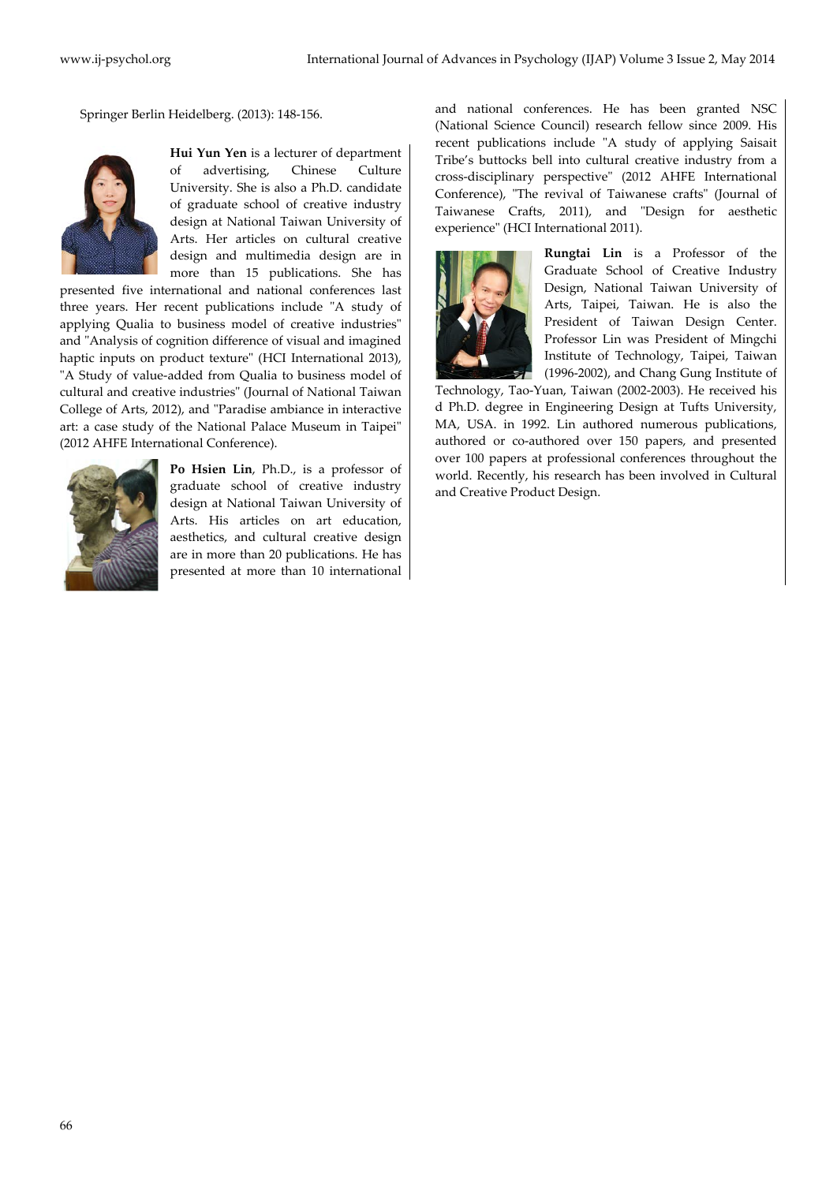Springer Berlin Heidelberg. (2013): 148-156.

**Hui Yun Yen** is a lecturer of department of advertising, Chinese Culture University. She is also a Ph.D. candidate of graduate school of creative industry design at National Taiwan University of Arts. Her articles on cultural creative design and multimedia design are in more than 15 publications. She has presented five international and national conferences last three years. Her recent publications include "A study of applying Qualia to business model of creative industries" and "Analysis of cognition difference of visual and imagined haptic inputs on product texture" (HCI International 2013), "A Study of value-added from Qualia to business model of cultural and creative industries" (Journal of National Taiwan College of Arts, 2012), and "Paradise ambiance in interactive art: a case study of the National Palace Museum in Taipei" (2012 AHFE International Conference).

**Po Hsien Lin**, Ph.D., is a professor of graduate school of creative industry design at National Taiwan University of Arts. His articles on art education, aesthetics, and cultural creative design are in more than 20 publications. He has presented at more than 10 international and national conferences. He has been granted NSC (National Science Council) research fellow since 2009. His recent publications include "A study of applying Saisait Tribe's buttocks bell into cultural creative industry from a cross-disciplinary perspective" (2012 AHFE International Conference), "The revival of Taiwanese crafts" (Journal of Taiwanese Crafts, 2011), and "Design for aesthetic experience" (HCI International 2011).

**Rungtai Lin** is a Professor of the Graduate School of Creative Industry Design, National Taiwan University of Arts, Taipei, Taiwan. He is also the President of Taiwan Design Center. Professor Lin was President of Mingchi Institute of Technology, Taipei, Taiwan (1996-2002), and Chang Gung Institute of Technology, Tao-Yuan, Taiwan (2002-2003). He received his d Ph.D. degree in Engineering Design at Tufts University, MA, USA. in 1992. Lin authored numerous publications, authored or co-authored over 150 papers, and presented over 100 papers at professional conferences throughout the world. Recently, his research has been involved in Cultural and Creative Product Design.